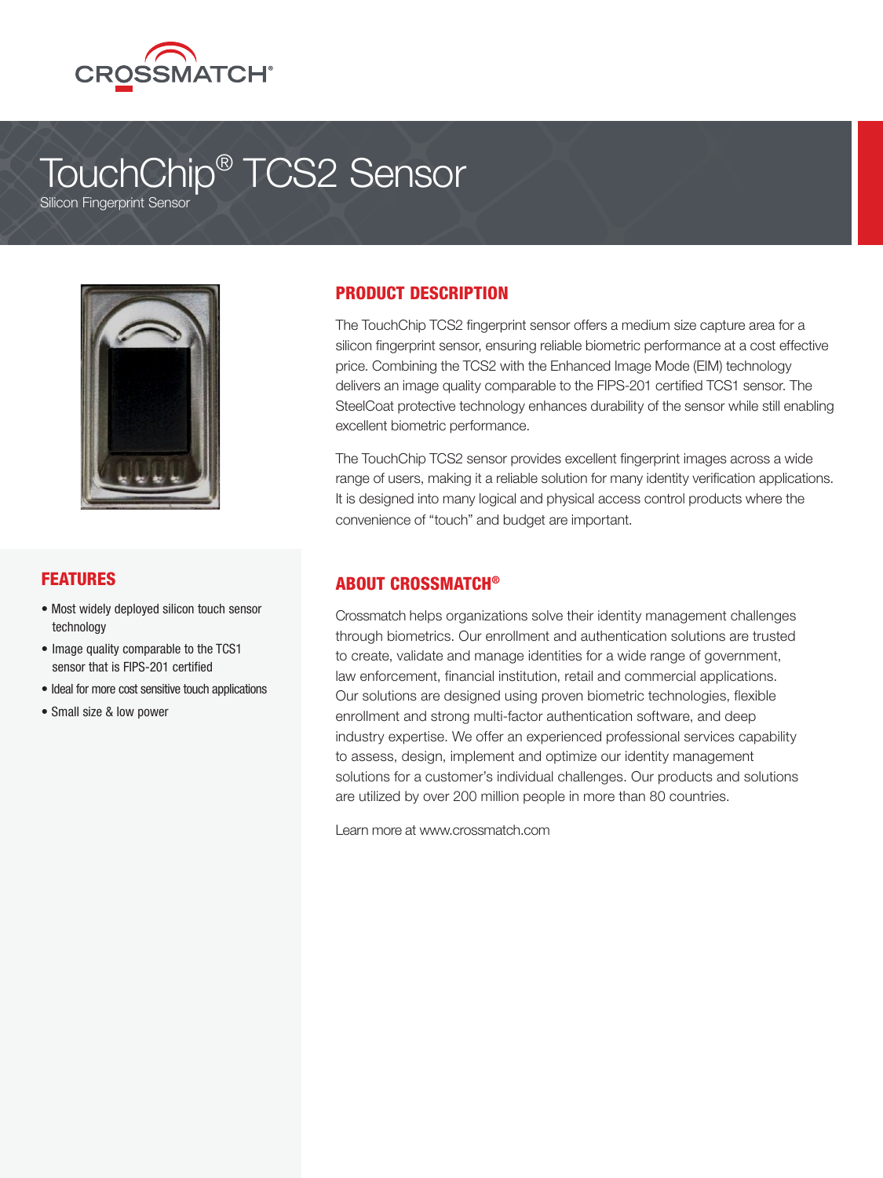CROSSMATCH®

# TouchChip® TCS2 Sensor

Silicon Fingerprint Sensor

## PRODUCT DESCRIPTION

The TouchChip TCS2 fingerprint sensor offers a medium size capture area for a silicon fingerprint sensor, ensuring reliable biometric performance at a cost effective price. Combining the TCS2 with the Enhanced Image Mode (EIM) technology delivers an image quality comparable to the FIPS-201 certified TCS1 sensor. The SteelCoat protective technology enhances durability of the sensor while still enabling excellent biometric performance.

The TouchChip TCS2 sensor provides excellent fingerprint images across a wide range of users, making it a reliable solution for many identity verification applications. It is designed into many logical and physical access control products where the convenience of "touch" and budget are important.

## FEATURES

- Most widely deployed silicon touch sensor technology
- Image quality comparable to the TCS1 sensor that is FIPS-201 certified
- Ideal for more cost sensitive touch applications
- Small size & low power

## ABOUT CROSSMATCH®

Crossmatch helps organizations solve their identity management challenges through biometrics. Our enrollment and authentication solutions are trusted to create, validate and manage identities for a wide range of government, law enforcement, financial institution, retail and commercial applications. Our solutions are designed using proven biometric technologies, flexible enrollment and strong multi-factor authentication software, and deep industry expertise. We offer an experienced professional services capability to assess, design, implement and optimize our identity management solutions for a customer's individual challenges. Our products and solutions are utilized by over 200 million people in more than 80 countries.

Learn more at www.crossmatch.com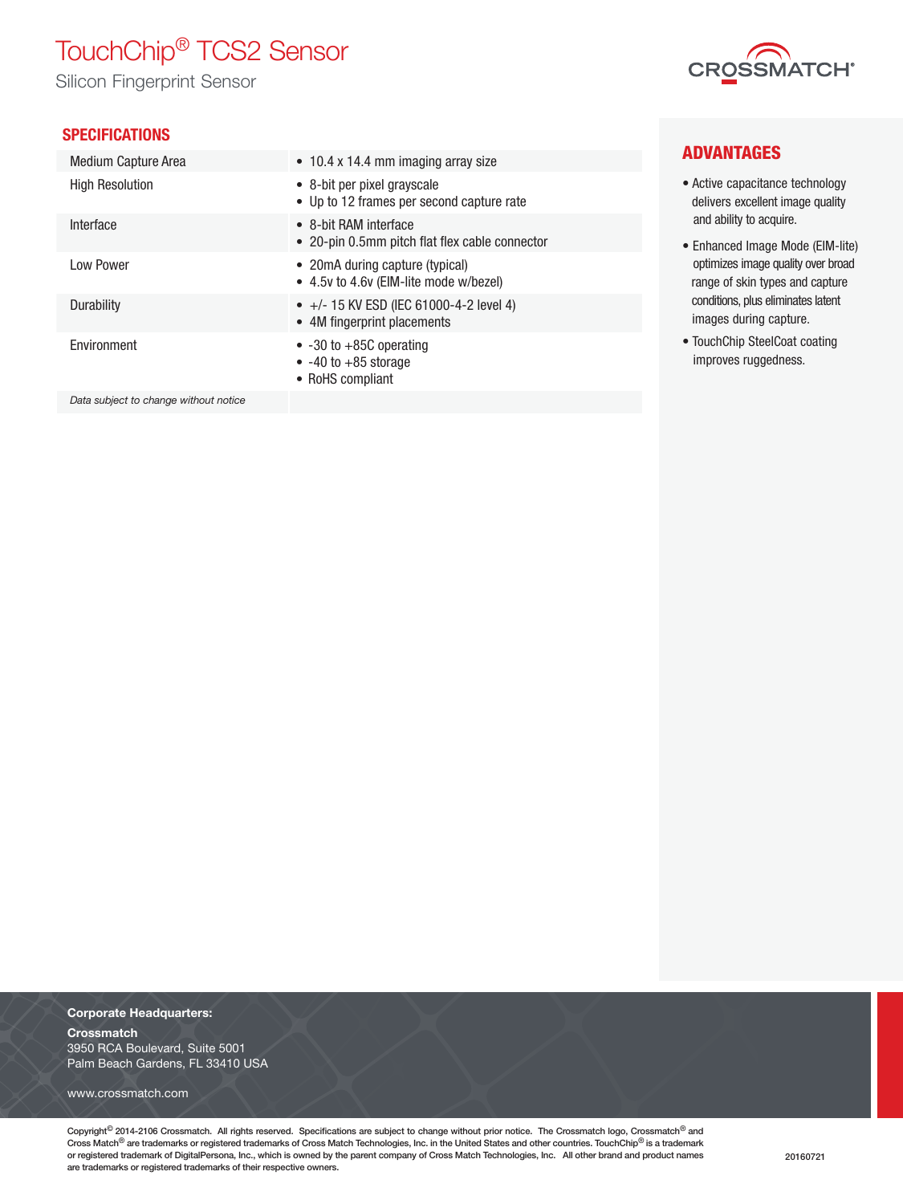# TouchChip® TCS2 Sensor

Silicon Fingerprint Sensor

## SPECIFICATIONS

| | |
|---|---|
| Medium Capture Area | • 10.4 x 14.4 mm imaging array size |
| High Resolution | • 8-bit per pixel grayscale<br>• Up to 12 frames per second capture rate |
| Interface | • 8-bit RAM interface<br>• 20-pin 0.5mm pitch flat flex cable connector |
| Low Power | • 20mA during capture (typical)<br>• 4.5v to 4.6v (EIM-lite mode w/bezel) |
| Durability | • +/- 15 KV ESD (IEC 61000-4-2 level 4)<br>• 4M fingerprint placements |
| Environment | • -30 to +85C operating<br>• -40 to +85 storage<br>• RoHS compliant |
| *Data subject to change without notice* | |

## ADVANTAGES

- Active capacitance technology delivers excellent image quality and ability to acquire.
- Enhanced Image Mode (EIM-lite) optimizes image quality over broad range of skin types and capture conditions, plus eliminates latent images during capture.
- TouchChip SteelCoat coating improves ruggedness.

**Corporate Headquarters:**

**Crossmatch**
3950 RCA Boulevard, Suite 5001
Palm Beach Gardens, FL 33410 USA

www.crossmatch.com

Copyright© 2014-2106 Crossmatch. All rights reserved. Specifications are subject to change without prior notice. The Crossmatch logo, Crossmatch® and Cross Match® are trademarks or registered trademarks of Cross Match Technologies, Inc. in the United States and other countries. TouchChip® is a trademark or registered trademark of DigitalPersona, Inc., which is owned by the parent company of Cross Match Technologies, Inc. All other brand and product names are trademarks or registered trademarks of their respective owners.

20160721